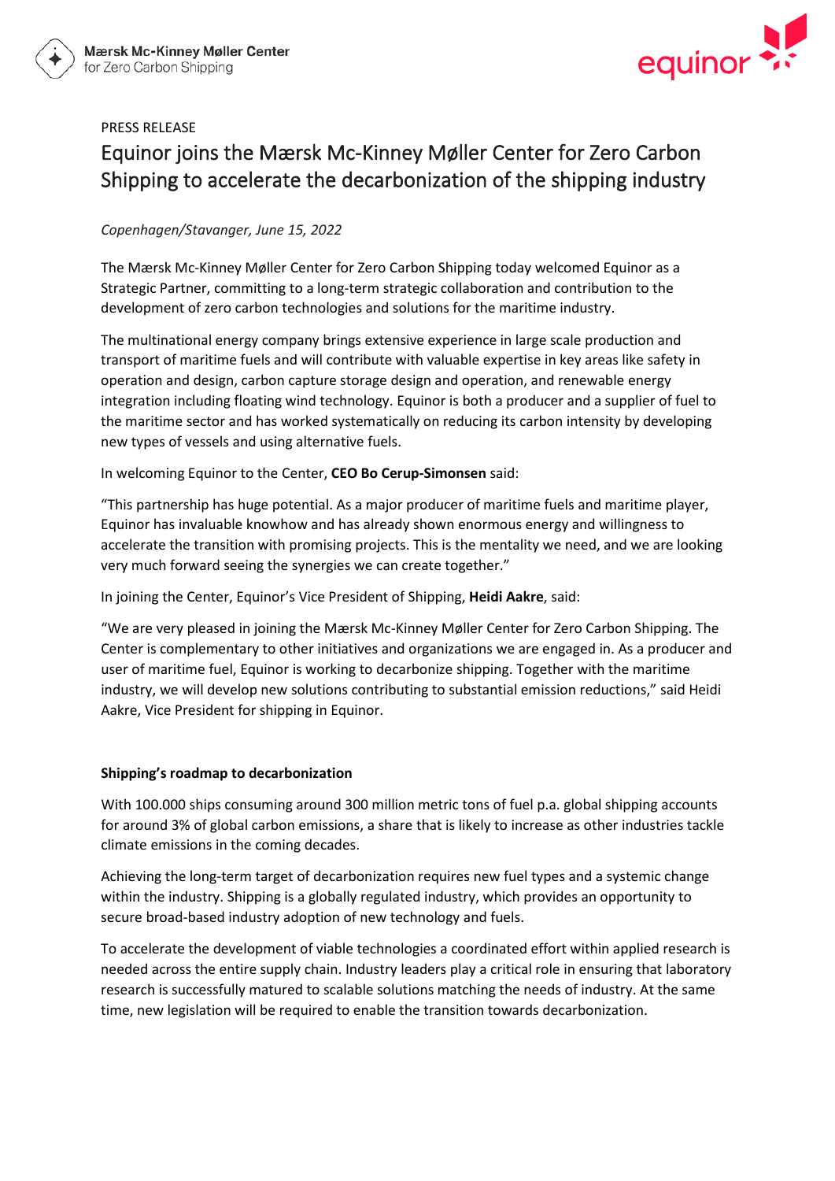PRESS RELEASE

# Equinor joins the Mærsk Mc-Kinney Møller Center for Zero Carbon Shipping to accelerate the decarbonization of the shipping industry

*Copenhagen/Stavanger, June 15, 2022*

The Mærsk Mc-Kinney Møller Center for Zero Carbon Shipping today welcomed Equinor as a Strategic Partner, committing to a long-term strategic collaboration and contribution to the development of zero carbon technologies and solutions for the maritime industry.

The multinational energy company brings extensive experience in large scale production and transport of maritime fuels and will contribute with valuable expertise in key areas like safety in operation and design, carbon capture storage design and operation, and renewable energy integration including floating wind technology. Equinor is both a producer and a supplier of fuel to the maritime sector and has worked systematically on reducing its carbon intensity by developing new types of vessels and using alternative fuels.

In welcoming Equinor to the Center, **CEO Bo Cerup-Simonsen** said:

"This partnership has huge potential. As a major producer of maritime fuels and maritime player, Equinor has invaluable knowhow and has already shown enormous energy and willingness to accelerate the transition with promising projects. This is the mentality we need, and we are looking very much forward seeing the synergies we can create together."

In joining the Center, Equinor's Vice President of Shipping, **Heidi Aakre**, said:

"We are very pleased in joining the Mærsk Mc-Kinney Møller Center for Zero Carbon Shipping. The Center is complementary to other initiatives and organizations we are engaged in. As a producer and user of maritime fuel, Equinor is working to decarbonize shipping. Together with the maritime industry, we will develop new solutions contributing to substantial emission reductions," said Heidi Aakre, Vice President for shipping in Equinor.

**Shipping's roadmap to decarbonization**

With 100.000 ships consuming around 300 million metric tons of fuel p.a. global shipping accounts for around 3% of global carbon emissions, a share that is likely to increase as other industries tackle climate emissions in the coming decades.

Achieving the long-term target of decarbonization requires new fuel types and a systemic change within the industry. Shipping is a globally regulated industry, which provides an opportunity to secure broad-based industry adoption of new technology and fuels.

To accelerate the development of viable technologies a coordinated effort within applied research is needed across the entire supply chain. Industry leaders play a critical role in ensuring that laboratory research is successfully matured to scalable solutions matching the needs of industry. At the same time, new legislation will be required to enable the transition towards decarbonization.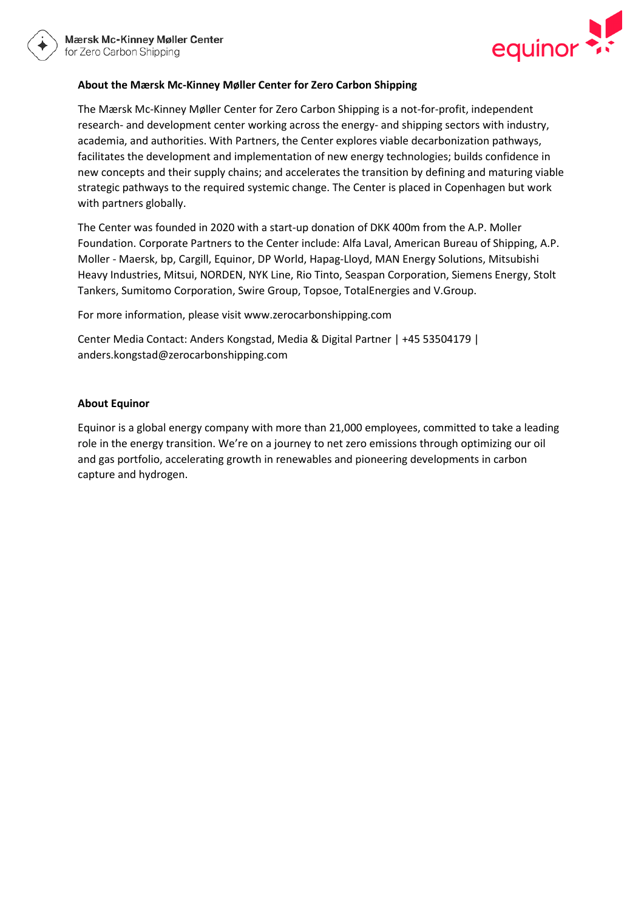**About the Mærsk Mc-Kinney Møller Center for Zero Carbon Shipping**

The Mærsk Mc-Kinney Møller Center for Zero Carbon Shipping is a not-for-profit, independent research- and development center working across the energy- and shipping sectors with industry, academia, and authorities. With Partners, the Center explores viable decarbonization pathways, facilitates the development and implementation of new energy technologies; builds confidence in new concepts and their supply chains; and accelerates the transition by defining and maturing viable strategic pathways to the required systemic change. The Center is placed in Copenhagen but work with partners globally.

The Center was founded in 2020 with a start-up donation of DKK 400m from the A.P. Moller Foundation. Corporate Partners to the Center include: Alfa Laval, American Bureau of Shipping, A.P. Moller - Maersk, bp, Cargill, Equinor, DP World, Hapag-Lloyd, MAN Energy Solutions, Mitsubishi Heavy Industries, Mitsui, NORDEN, NYK Line, Rio Tinto, Seaspan Corporation, Siemens Energy, Stolt Tankers, Sumitomo Corporation, Swire Group, Topsoe, TotalEnergies and V.Group.

For more information, please visit www.zerocarbonshipping.com

Center Media Contact: Anders Kongstad, Media & Digital Partner | +45 53504179 | anders.kongstad@zerocarbonshipping.com

**About Equinor**

Equinor is a global energy company with more than 21,000 employees, committed to take a leading role in the energy transition. We're on a journey to net zero emissions through optimizing our oil and gas portfolio, accelerating growth in renewables and pioneering developments in carbon capture and hydrogen.